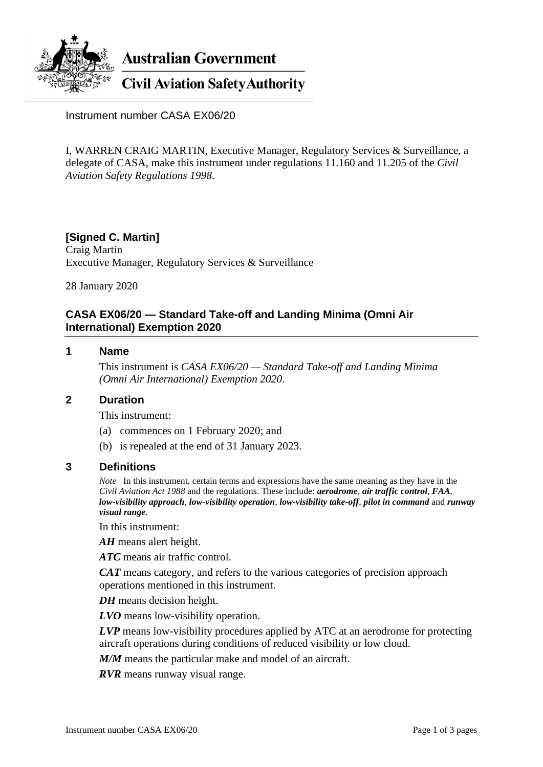Australian Government

Civil Aviation Safety Authority

Instrument number CASA EX06/20

I, WARREN CRAIG MARTIN, Executive Manager, Regulatory Services & Surveillance, a delegate of CASA, make this instrument under regulations 11.160 and 11.205 of the *Civil Aviation Safety Regulations 1998*.

**[Signed C. Martin]**
Craig Martin
Executive Manager, Regulatory Services & Surveillance

28 January 2020

## CASA EX06/20 — Standard Take-off and Landing Minima (Omni Air International) Exemption 2020

### 1 Name

This instrument is *CASA EX06/20 — Standard Take-off and Landing Minima (Omni Air International) Exemption 2020*.

### 2 Duration

This instrument:

(a) commences on 1 February 2020; and

(b) is repealed at the end of 31 January 2023.

### 3 Definitions

*Note* In this instrument, certain terms and expressions have the same meaning as they have in the *Civil Aviation Act 1988* and the regulations. These include: ***aerodrome***, ***air traffic control***, ***FAA***, ***low-visibility approach***, ***low-visibility operation***, ***low-visibility take-off***, ***pilot in command*** and ***runway visual range***.

In this instrument:

***AH*** means alert height.

***ATC*** means air traffic control.

***CAT*** means category, and refers to the various categories of precision approach operations mentioned in this instrument.

***DH*** means decision height.

***LVO*** means low-visibility operation.

***LVP*** means low-visibility procedures applied by ATC at an aerodrome for protecting aircraft operations during conditions of reduced visibility or low cloud.

***M/M*** means the particular make and model of an aircraft.

***RVR*** means runway visual range.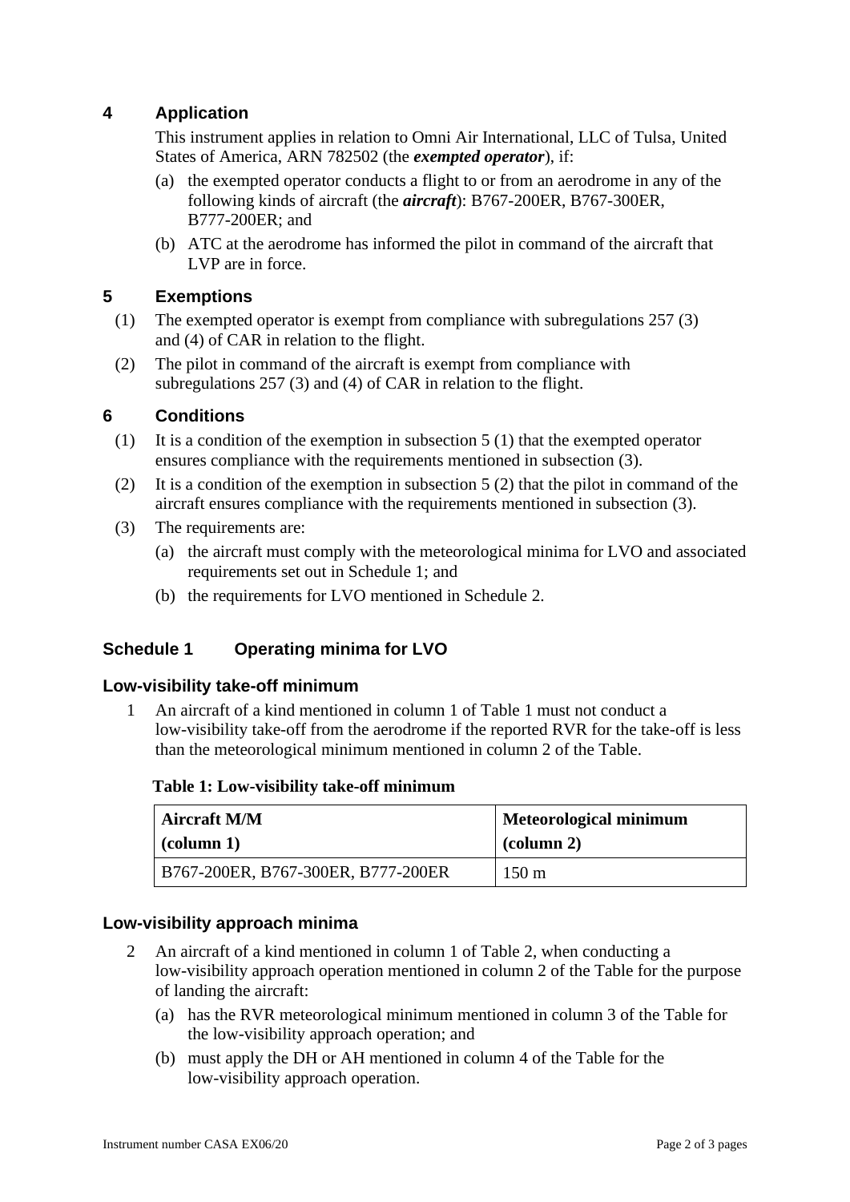## 4 Application

This instrument applies in relation to Omni Air International, LLC of Tulsa, United States of America, ARN 782502 (the ***exempted operator***), if:

(a) the exempted operator conducts a flight to or from an aerodrome in any of the following kinds of aircraft (the ***aircraft***): B767-200ER, B767-300ER, B777-200ER; and

(b) ATC at the aerodrome has informed the pilot in command of the aircraft that LVP are in force.

## 5 Exemptions

(1) The exempted operator is exempt from compliance with subregulations 257 (3) and (4) of CAR in relation to the flight.

(2) The pilot in command of the aircraft is exempt from compliance with subregulations 257 (3) and (4) of CAR in relation to the flight.

## 6 Conditions

(1) It is a condition of the exemption in subsection 5 (1) that the exempted operator ensures compliance with the requirements mentioned in subsection (3).

(2) It is a condition of the exemption in subsection 5 (2) that the pilot in command of the aircraft ensures compliance with the requirements mentioned in subsection (3).

(3) The requirements are:

(a) the aircraft must comply with the meteorological minima for LVO and associated requirements set out in Schedule 1; and

(b) the requirements for LVO mentioned in Schedule 2.

## Schedule 1 Operating minima for LVO

### Low-visibility take-off minimum

1 An aircraft of a kind mentioned in column 1 of Table 1 must not conduct a low-visibility take-off from the aerodrome if the reported RVR for the take-off is less than the meteorological minimum mentioned in column 2 of the Table.

**Table 1: Low-visibility take-off minimum**

| Aircraft M/M (column 1) | Meteorological minimum (column 2) |
|---|---|
| B767-200ER, B767-300ER, B777-200ER | 150 m |

### Low-visibility approach minima

2 An aircraft of a kind mentioned in column 1 of Table 2, when conducting a low-visibility approach operation mentioned in column 2 of the Table for the purpose of landing the aircraft:

(a) has the RVR meteorological minimum mentioned in column 3 of the Table for the low-visibility approach operation; and

(b) must apply the DH or AH mentioned in column 4 of the Table for the low-visibility approach operation.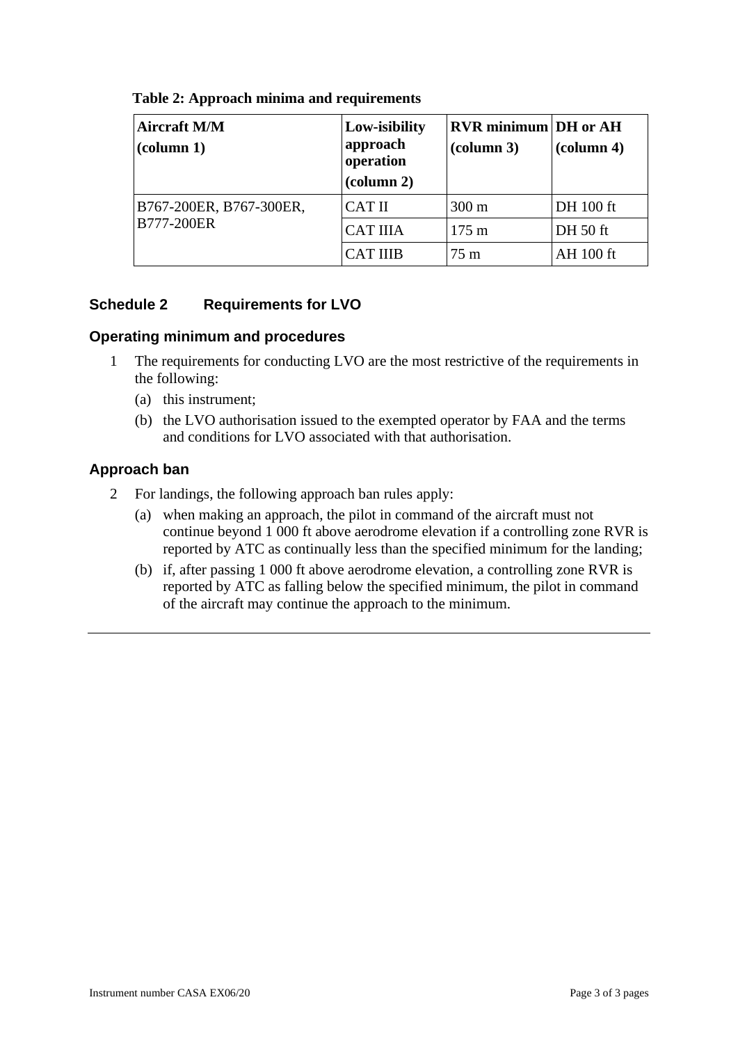**Table 2: Approach minima and requirements**

| **Aircraft M/M (column 1)** | **Low-isibility approach operation (column 2)** | **RVR minimum (column 3)** | **DH or AH (column 4)** |
|---|---|---|---|
| B767-200ER, B767-300ER, B777-200ER | CAT II | 300 m | DH 100 ft |
| | CAT IIIA | 175 m | DH 50 ft |
| | CAT IIIB | 75 m | AH 100 ft |

## Schedule 2 Requirements for LVO

### Operating minimum and procedures

1. The requirements for conducting LVO are the most restrictive of the requirements in the following:
   (a) this instrument;
   (b) the LVO authorisation issued to the exempted operator by FAA and the terms and conditions for LVO associated with that authorisation.

### Approach ban

2. For landings, the following approach ban rules apply:
   (a) when making an approach, the pilot in command of the aircraft must not continue beyond 1 000 ft above aerodrome elevation if a controlling zone RVR is reported by ATC as continually less than the specified minimum for the landing;
   (b) if, after passing 1 000 ft above aerodrome elevation, a controlling zone RVR is reported by ATC as falling below the specified minimum, the pilot in command of the aircraft may continue the approach to the minimum.